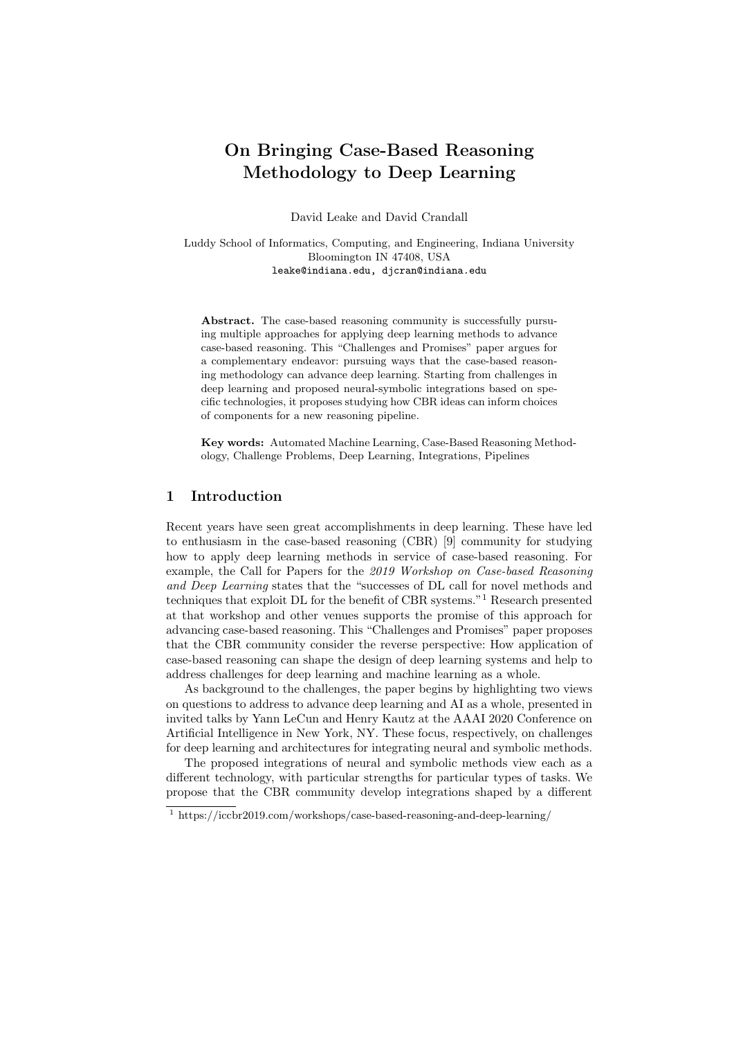# On Bringing Case-Based Reasoning Methodology to Deep Learning

David Leake and David Crandall

Luddy School of Informatics, Computing, and Engineering, Indiana University
Bloomington IN 47408, USA
leake@indiana.edu, djcran@indiana.edu

**Abstract.** The case-based reasoning community is successfully pursuing multiple approaches for applying deep learning methods to advance case-based reasoning. This "Challenges and Promises" paper argues for a complementary endeavor: pursuing ways that the case-based reasoning methodology can advance deep learning. Starting from challenges in deep learning and proposed neural-symbolic integrations based on specific technologies, it proposes studying how CBR ideas can inform choices of components for a new reasoning pipeline.

**Key words:** Automated Machine Learning, Case-Based Reasoning Methodology, Challenge Problems, Deep Learning, Integrations, Pipelines

## 1 Introduction

Recent years have seen great accomplishments in deep learning. These have led to enthusiasm in the case-based reasoning (CBR) [9] community for studying how to apply deep learning methods in service of case-based reasoning. For example, the Call for Papers for the *2019 Workshop on Case-based Reasoning and Deep Learning* states that the "successes of DL call for novel methods and techniques that exploit DL for the benefit of CBR systems."[1] Research presented at that workshop and other venues supports the promise of this approach for advancing case-based reasoning. This "Challenges and Promises" paper proposes that the CBR community consider the reverse perspective: How application of case-based reasoning can shape the design of deep learning systems and help to address challenges for deep learning and machine learning as a whole.

As background to the challenges, the paper begins by highlighting two views on questions to address to advance deep learning and AI as a whole, presented in invited talks by Yann LeCun and Henry Kautz at the AAAI 2020 Conference on Artificial Intelligence in New York, NY. These focus, respectively, on challenges for deep learning and architectures for integrating neural and symbolic methods.

The proposed integrations of neural and symbolic methods view each as a different technology, with particular strengths for particular types of tasks. We propose that the CBR community develop integrations shaped by a different

[1] https://iccbr2019.com/workshops/case-based-reasoning-and-deep-learning/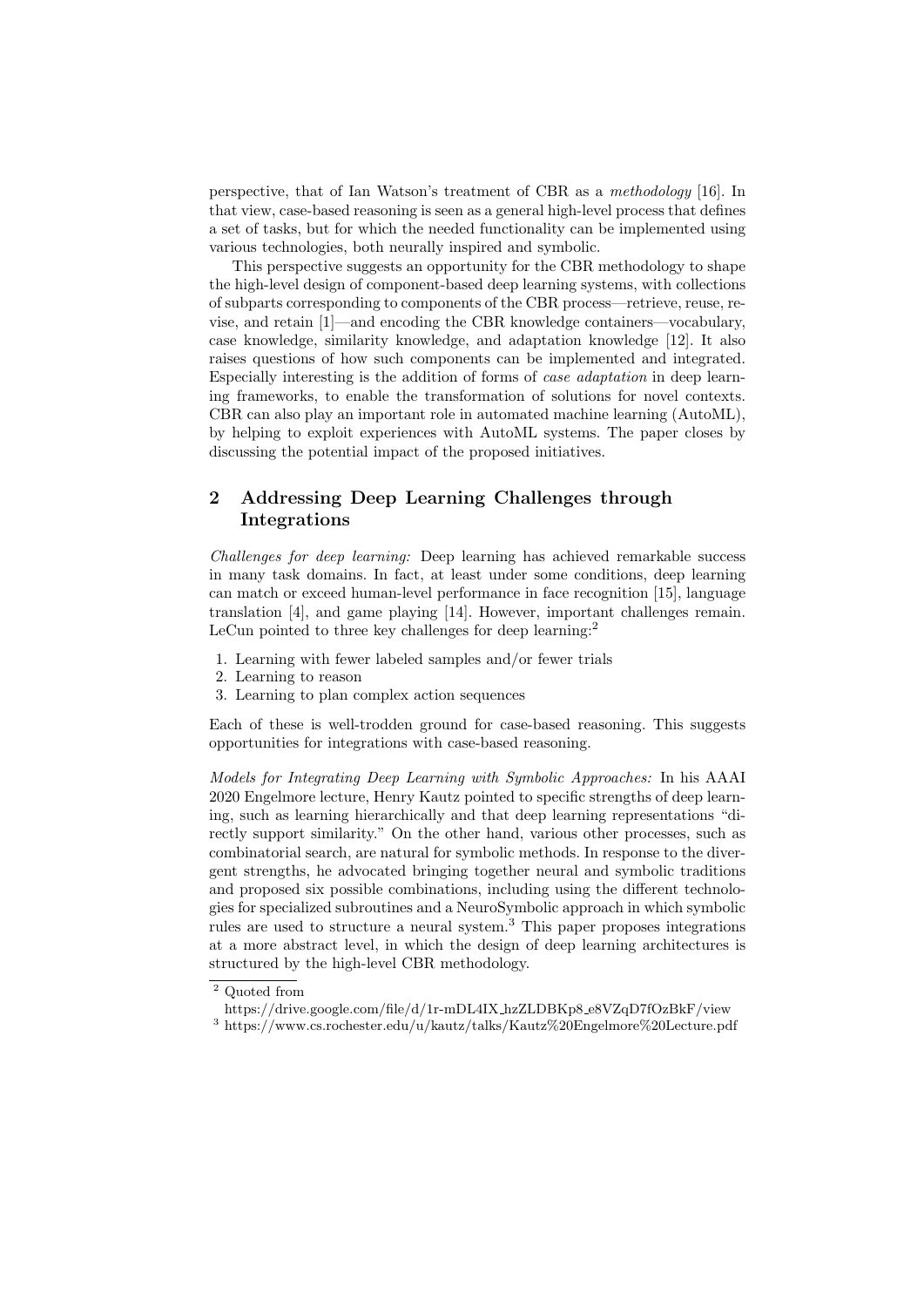perspective, that of Ian Watson's treatment of CBR as a *methodology* [16]. In that view, case-based reasoning is seen as a general high-level process that defines a set of tasks, but for which the needed functionality can be implemented using various technologies, both neurally inspired and symbolic.

This perspective suggests an opportunity for the CBR methodology to shape the high-level design of component-based deep learning systems, with collections of subparts corresponding to components of the CBR process—retrieve, reuse, revise, and retain [1]—and encoding the CBR knowledge containers—vocabulary, case knowledge, similarity knowledge, and adaptation knowledge [12]. It also raises questions of how such components can be implemented and integrated. Especially interesting is the addition of forms of *case adaptation* in deep learning frameworks, to enable the transformation of solutions for novel contexts. CBR can also play an important role in automated machine learning (AutoML), by helping to exploit experiences with AutoML systems. The paper closes by discussing the potential impact of the proposed initiatives.

## 2 Addressing Deep Learning Challenges through Integrations

*Challenges for deep learning:* Deep learning has achieved remarkable success in many task domains. In fact, at least under some conditions, deep learning can match or exceed human-level performance in face recognition [15], language translation [4], and game playing [14]. However, important challenges remain. LeCun pointed to three key challenges for deep learning:[2]

1. Learning with fewer labeled samples and/or fewer trials
2. Learning to reason
3. Learning to plan complex action sequences

Each of these is well-trodden ground for case-based reasoning. This suggests opportunities for integrations with case-based reasoning.

*Models for Integrating Deep Learning with Symbolic Approaches:* In his AAAI 2020 Engelmore lecture, Henry Kautz pointed to specific strengths of deep learning, such as learning hierarchically and that deep learning representations "directly support similarity." On the other hand, various other processes, such as combinatorial search, are natural for symbolic methods. In response to the divergent strengths, he advocated bringing together neural and symbolic traditions and proposed six possible combinations, including using the different technologies for specialized subroutines and a NeuroSymbolic approach in which symbolic rules are used to structure a neural system.[3] This paper proposes integrations at a more abstract level, in which the design of deep learning architectures is structured by the high-level CBR methodology.

[2] Quoted from https://drive.google.com/file/d/1r-mDL4IX_hzZLDBKp8_e8VZqD7fOzBkF/view

[3] https://www.cs.rochester.edu/u/kautz/talks/Kautz%20Engelmore%20Lecture.pdf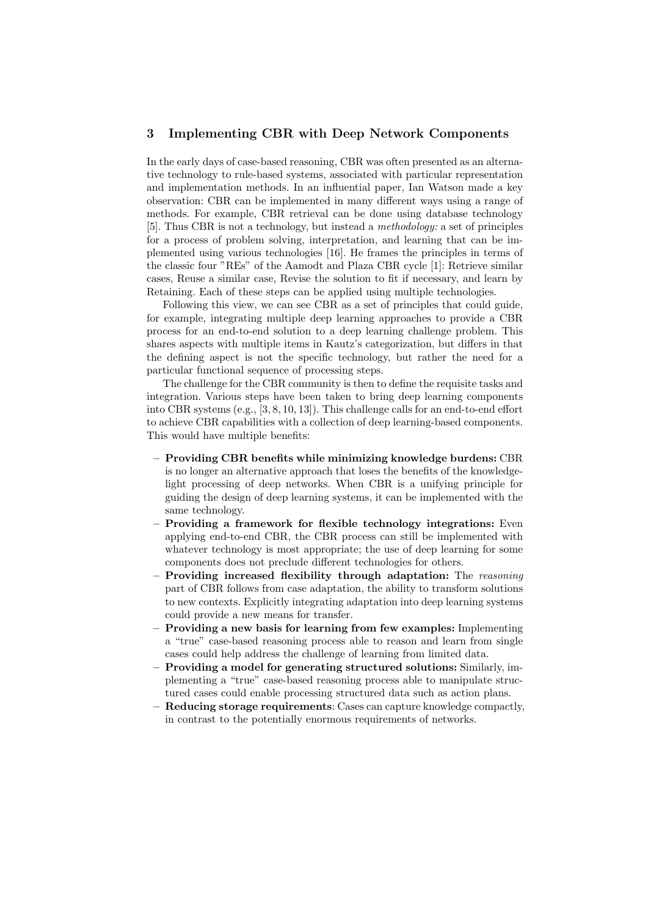## 3 Implementing CBR with Deep Network Components

In the early days of case-based reasoning, CBR was often presented as an alternative technology to rule-based systems, associated with particular representation and implementation methods. In an influential paper, Ian Watson made a key observation: CBR can be implemented in many different ways using a range of methods. For example, CBR retrieval can be done using database technology [5]. Thus CBR is not a technology, but instead a *methodology:* a set of principles for a process of problem solving, interpretation, and learning that can be implemented using various technologies [16]. He frames the principles in terms of the classic four "REs" of the Aamodt and Plaza CBR cycle [1]: Retrieve similar cases, Reuse a similar case, Revise the solution to fit if necessary, and learn by Retaining. Each of these steps can be applied using multiple technologies.

Following this view, we can see CBR as a set of principles that could guide, for example, integrating multiple deep learning approaches to provide a CBR process for an end-to-end solution to a deep learning challenge problem. This shares aspects with multiple items in Kautz's categorization, but differs in that the defining aspect is not the specific technology, but rather the need for a particular functional sequence of processing steps.

The challenge for the CBR community is then to define the requisite tasks and integration. Various steps have been taken to bring deep learning components into CBR systems (e.g., [3, 8, 10, 13]). This challenge calls for an end-to-end effort to achieve CBR capabilities with a collection of deep learning-based components. This would have multiple benefits:

- **Providing CBR benefits while minimizing knowledge burdens:** CBR is no longer an alternative approach that loses the benefits of the knowledge-light processing of deep networks. When CBR is a unifying principle for guiding the design of deep learning systems, it can be implemented with the same technology.
- **Providing a framework for flexible technology integrations:** Even applying end-to-end CBR, the CBR process can still be implemented with whatever technology is most appropriate; the use of deep learning for some components does not preclude different technologies for others.
- **Providing increased flexibility through adaptation:** The *reasoning* part of CBR follows from case adaptation, the ability to transform solutions to new contexts. Explicitly integrating adaptation into deep learning systems could provide a new means for transfer.
- **Providing a new basis for learning from few examples:** Implementing a "true" case-based reasoning process able to reason and learn from single cases could help address the challenge of learning from limited data.
- **Providing a model for generating structured solutions:** Similarly, implementing a "true" case-based reasoning process able to manipulate structured cases could enable processing structured data such as action plans.
- **Reducing storage requirements**: Cases can capture knowledge compactly, in contrast to the potentially enormous requirements of networks.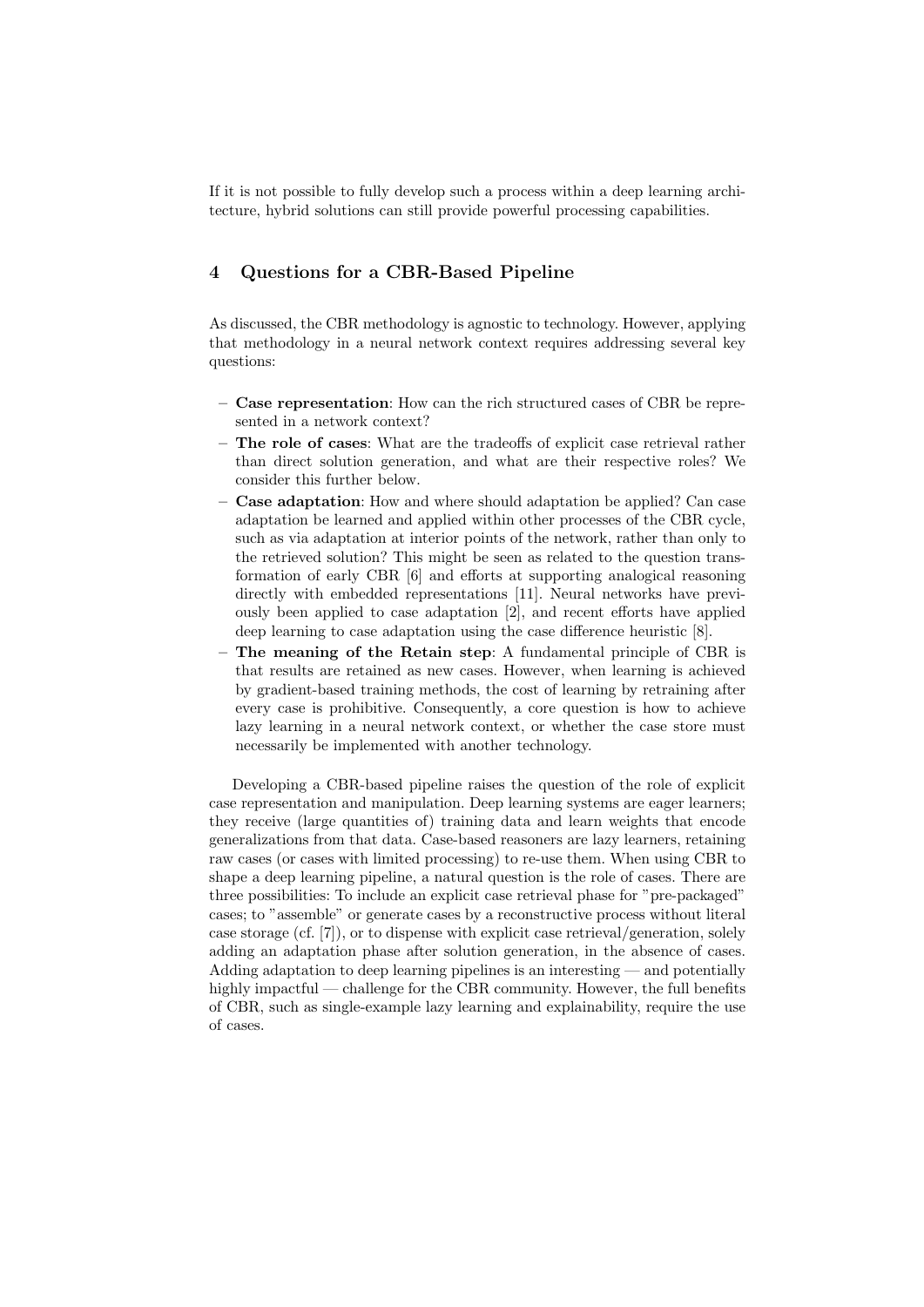If it is not possible to fully develop such a process within a deep learning architecture, hybrid solutions can still provide powerful processing capabilities.

## 4 Questions for a CBR-Based Pipeline

As discussed, the CBR methodology is agnostic to technology. However, applying that methodology in a neural network context requires addressing several key questions:

- **Case representation**: How can the rich structured cases of CBR be represented in a network context?
- **The role of cases**: What are the tradeoffs of explicit case retrieval rather than direct solution generation, and what are their respective roles? We consider this further below.
- **Case adaptation**: How and where should adaptation be applied? Can case adaptation be learned and applied within other processes of the CBR cycle, such as via adaptation at interior points of the network, rather than only to the retrieved solution? This might be seen as related to the question transformation of early CBR [6] and efforts at supporting analogical reasoning directly with embedded representations [11]. Neural networks have previously been applied to case adaptation [2], and recent efforts have applied deep learning to case adaptation using the case difference heuristic [8].
- **The meaning of the Retain step**: A fundamental principle of CBR is that results are retained as new cases. However, when learning is achieved by gradient-based training methods, the cost of learning by retraining after every case is prohibitive. Consequently, a core question is how to achieve lazy learning in a neural network context, or whether the case store must necessarily be implemented with another technology.

Developing a CBR-based pipeline raises the question of the role of explicit case representation and manipulation. Deep learning systems are eager learners; they receive (large quantities of) training data and learn weights that encode generalizations from that data. Case-based reasoners are lazy learners, retaining raw cases (or cases with limited processing) to re-use them. When using CBR to shape a deep learning pipeline, a natural question is the role of cases. There are three possibilities: To include an explicit case retrieval phase for "pre-packaged" cases; to "assemble" or generate cases by a reconstructive process without literal case storage (cf. [7]), or to dispense with explicit case retrieval/generation, solely adding an adaptation phase after solution generation, in the absence of cases. Adding adaptation to deep learning pipelines is an interesting — and potentially highly impactful — challenge for the CBR community. However, the full benefits of CBR, such as single-example lazy learning and explainability, require the use of cases.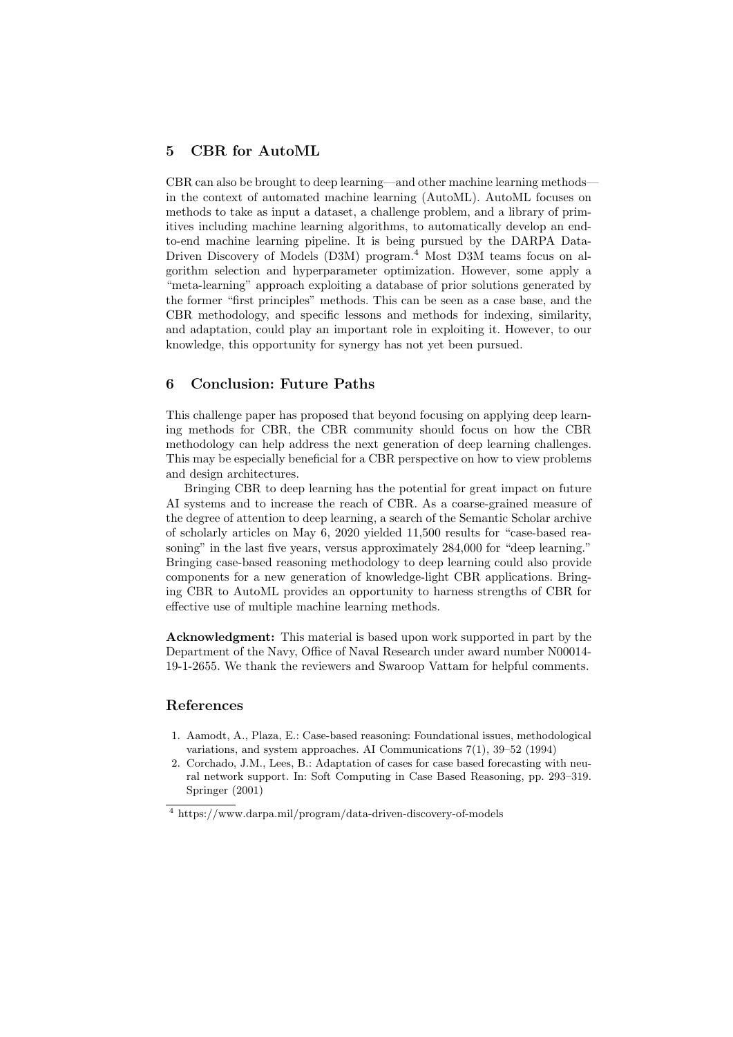## 5 CBR for AutoML

CBR can also be brought to deep learning—and other machine learning methods—in the context of automated machine learning (AutoML). AutoML focuses on methods to take as input a dataset, a challenge problem, and a library of primitives including machine learning algorithms, to automatically develop an end-to-end machine learning pipeline. It is being pursued by the DARPA Data-Driven Discovery of Models (D3M) program.[4] Most D3M teams focus on algorithm selection and hyperparameter optimization. However, some apply a "meta-learning" approach exploiting a database of prior solutions generated by the former "first principles" methods. This can be seen as a case base, and the CBR methodology, and specific lessons and methods for indexing, similarity, and adaptation, could play an important role in exploiting it. However, to our knowledge, this opportunity for synergy has not yet been pursued.

## 6 Conclusion: Future Paths

This challenge paper has proposed that beyond focusing on applying deep learning methods for CBR, the CBR community should focus on how the CBR methodology can help address the next generation of deep learning challenges. This may be especially beneficial for a CBR perspective on how to view problems and design architectures.

Bringing CBR to deep learning has the potential for great impact on future AI systems and to increase the reach of CBR. As a coarse-grained measure of the degree of attention to deep learning, a search of the Semantic Scholar archive of scholarly articles on May 6, 2020 yielded 11,500 results for "case-based reasoning" in the last five years, versus approximately 284,000 for "deep learning." Bringing case-based reasoning methodology to deep learning could also provide components for a new generation of knowledge-light CBR applications. Bringing CBR to AutoML provides an opportunity to harness strengths of CBR for effective use of multiple machine learning methods.

**Acknowledgment:** This material is based upon work supported in part by the Department of the Navy, Office of Naval Research under award number N00014-19-1-2655. We thank the reviewers and Swaroop Vattam for helpful comments.

## References

1. Aamodt, A., Plaza, E.: Case-based reasoning: Foundational issues, methodological variations, and system approaches. AI Communications 7(1), 39–52 (1994)
2. Corchado, J.M., Lees, B.: Adaptation of cases for case based forecasting with neural network support. In: Soft Computing in Case Based Reasoning, pp. 293–319. Springer (2001)

[4] https://www.darpa.mil/program/data-driven-discovery-of-models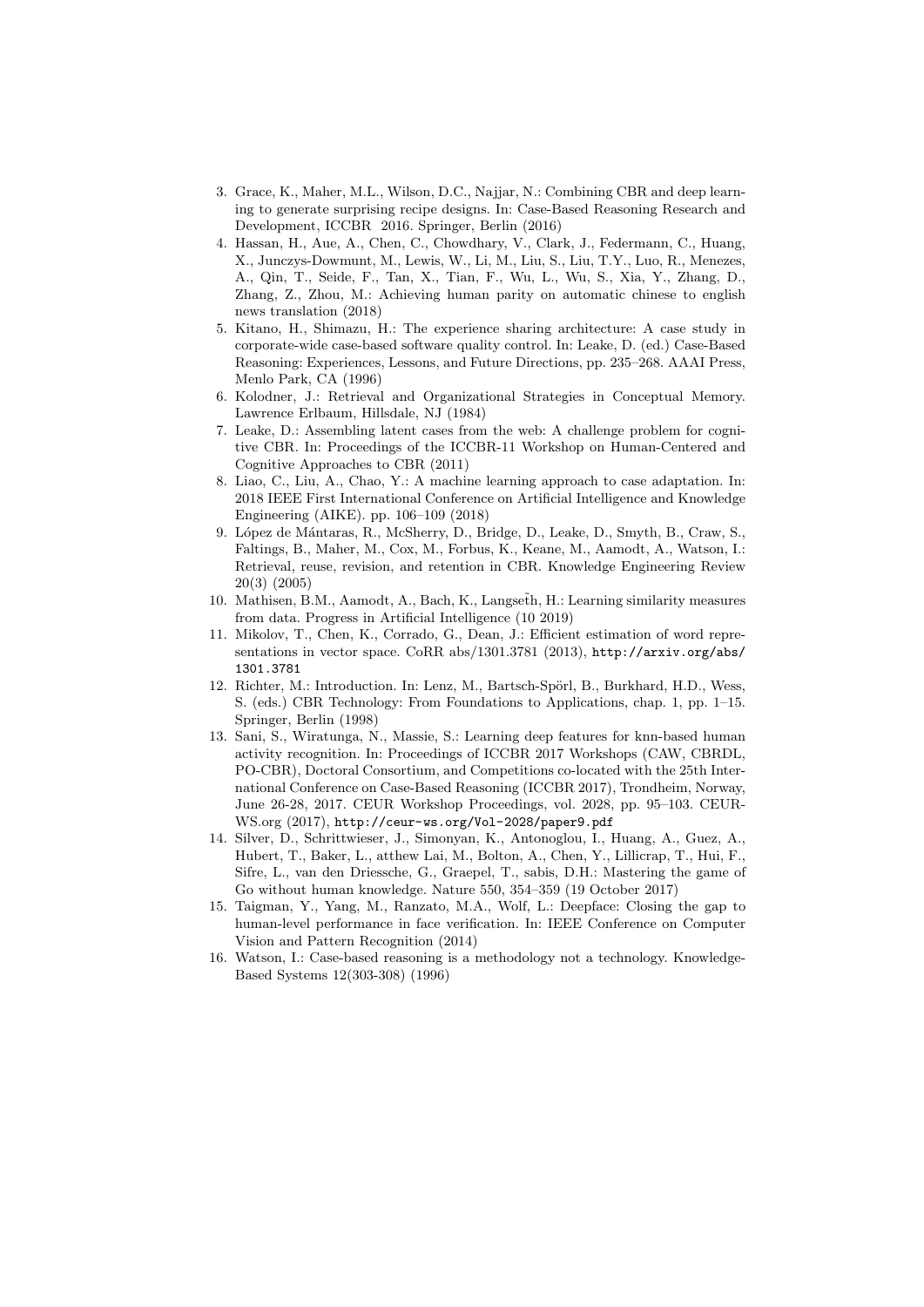3. Grace, K., Maher, M.L., Wilson, D.C., Najjar, N.: Combining CBR and deep learning to generate surprising recipe designs. In: Case-Based Reasoning Research and Development, ICCBR 2016. Springer, Berlin (2016)
4. Hassan, H., Aue, A., Chen, C., Chowdhary, V., Clark, J., Federmann, C., Huang, X., Junczys-Dowmunt, M., Lewis, W., Li, M., Liu, S., Liu, T.Y., Luo, R., Menezes, A., Qin, T., Seide, F., Tan, X., Tian, F., Wu, L., Wu, S., Xia, Y., Zhang, D., Zhang, Z., Zhou, M.: Achieving human parity on automatic chinese to english news translation (2018)
5. Kitano, H., Shimazu, H.: The experience sharing architecture: A case study in corporate-wide case-based software quality control. In: Leake, D. (ed.) Case-Based Reasoning: Experiences, Lessons, and Future Directions, pp. 235–268. AAAI Press, Menlo Park, CA (1996)
6. Kolodner, J.: Retrieval and Organizational Strategies in Conceptual Memory. Lawrence Erlbaum, Hillsdale, NJ (1984)
7. Leake, D.: Assembling latent cases from the web: A challenge problem for cognitive CBR. In: Proceedings of the ICCBR-11 Workshop on Human-Centered and Cognitive Approaches to CBR (2011)
8. Liao, C., Liu, A., Chao, Y.: A machine learning approach to case adaptation. In: 2018 IEEE First International Conference on Artificial Intelligence and Knowledge Engineering (AIKE). pp. 106–109 (2018)
9. López de Mántaras, R., McSherry, D., Bridge, D., Leake, D., Smyth, B., Craw, S., Faltings, B., Maher, M., Cox, M., Forbus, K., Keane, M., Aamodt, A., Watson, I.: Retrieval, reuse, revision, and retention in CBR. Knowledge Engineering Review 20(3) (2005)
10. Mathisen, B.M., Aamodt, A., Bach, K., Langseth̃, H.: Learning similarity measures from data. Progress in Artificial Intelligence (10 2019)
11. Mikolov, T., Chen, K., Corrado, G., Dean, J.: Efficient estimation of word representations in vector space. CoRR abs/1301.3781 (2013), `http://arxiv.org/abs/1301.3781`
12. Richter, M.: Introduction. In: Lenz, M., Bartsch-Spörl, B., Burkhard, H.D., Wess, S. (eds.) CBR Technology: From Foundations to Applications, chap. 1, pp. 1–15. Springer, Berlin (1998)
13. Sani, S., Wiratunga, N., Massie, S.: Learning deep features for knn-based human activity recognition. In: Proceedings of ICCBR 2017 Workshops (CAW, CBRDL, PO-CBR), Doctoral Consortium, and Competitions co-located with the 25th International Conference on Case-Based Reasoning (ICCBR 2017), Trondheim, Norway, June 26-28, 2017. CEUR Workshop Proceedings, vol. 2028, pp. 95–103. CEUR-WS.org (2017), `http://ceur-ws.org/Vol-2028/paper9.pdf`
14. Silver, D., Schrittwieser, J., Simonyan, K., Antonoglou, I., Huang, A., Guez, A., Hubert, T., Baker, L., atthew Lai, M., Bolton, A., Chen, Y., Lillicrap, T., Hui, F., Sifre, L., van den Driessche, G., Graepel, T., sabis, D.H.: Mastering the game of Go without human knowledge. Nature 550, 354–359 (19 October 2017)
15. Taigman, Y., Yang, M., Ranzato, M.A., Wolf, L.: Deepface: Closing the gap to human-level performance in face verification. In: IEEE Conference on Computer Vision and Pattern Recognition (2014)
16. Watson, I.: Case-based reasoning is a methodology not a technology. Knowledge-Based Systems 12(303-308) (1996)